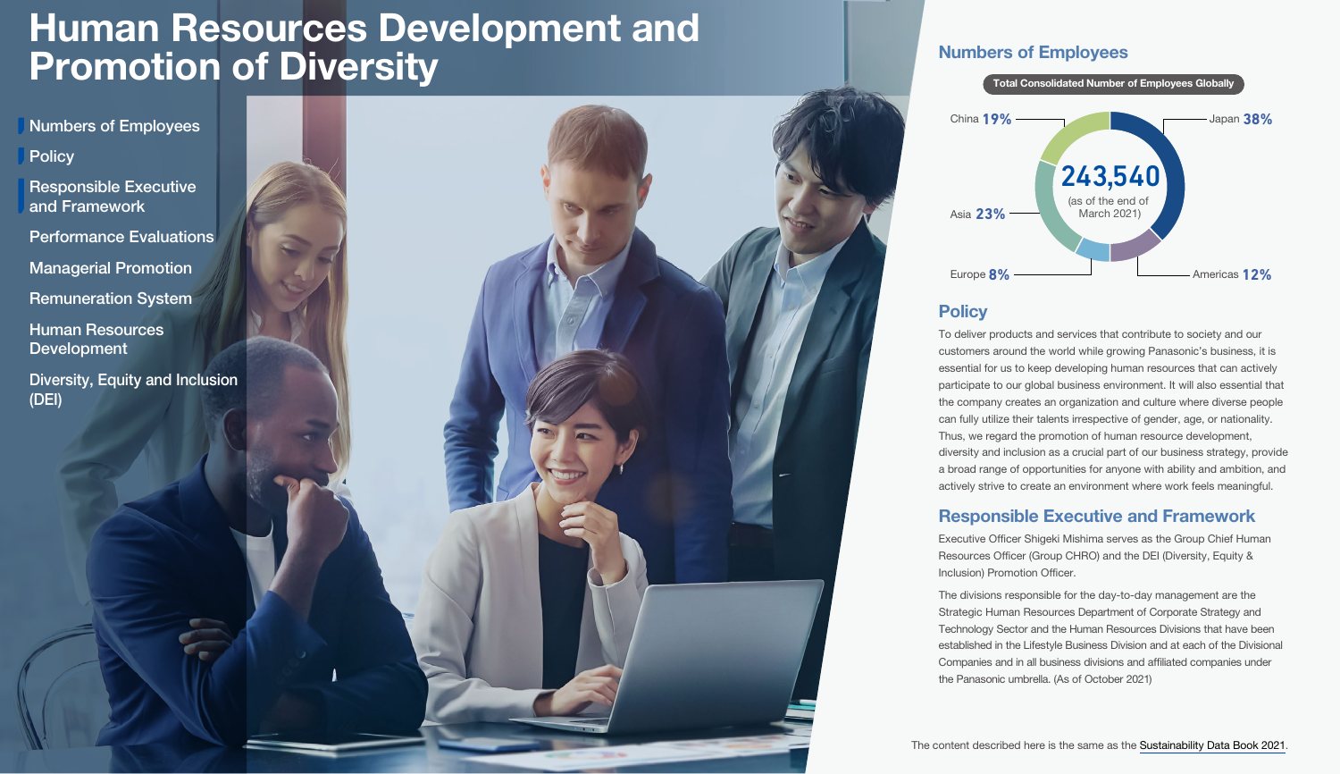# Human Resources Development and Promotion of Diversity

- Numbers of Employees
- Policy
- Responsible Executive and Framework
- Performance Evaluations
- Managerial Promotion
- Remuneration System
- Human Resources Development
- Diversity, Equity and Inclusion (DEI)

## Numbers of Employees

**Total Consolidated Number of Employees Globally**

243,540 (as of the end of March 2021)

| Region | Share |
| --- | --- |
| Japan | 38% |
| Americas | 12% |
| Europe | 8% |
| Asia | 23% |
| China | 19% |

## Policy

To deliver products and services that contribute to society and our customers around the world while growing Panasonic's business, it is essential for us to keep developing human resources that can actively participate to our global business environment. It will also essential that the company creates an organization and culture where diverse people can fully utilize their talents irrespective of gender, age, or nationality. Thus, we regard the promotion of human resource development, diversity and inclusion as a crucial part of our business strategy, provide a broad range of opportunities for anyone with ability and ambition, and actively strive to create an environment where work feels meaningful.

## Responsible Executive and Framework

Executive Officer Shigeki Mishima serves as the Group Chief Human Resources Officer (Group CHRO) and the DEI (Diversity, Equity & Inclusion) Promotion Officer.

The divisions responsible for the day-to-day management are the Strategic Human Resources Department of Corporate Strategy and Technology Sector and the Human Resources Divisions that have been established in the Lifestyle Business Division and at each of the Divisional Companies and in all business divisions and affiliated companies under the Panasonic umbrella. (As of October 2021)

The content described here is the same as the Sustainability Data Book 2021.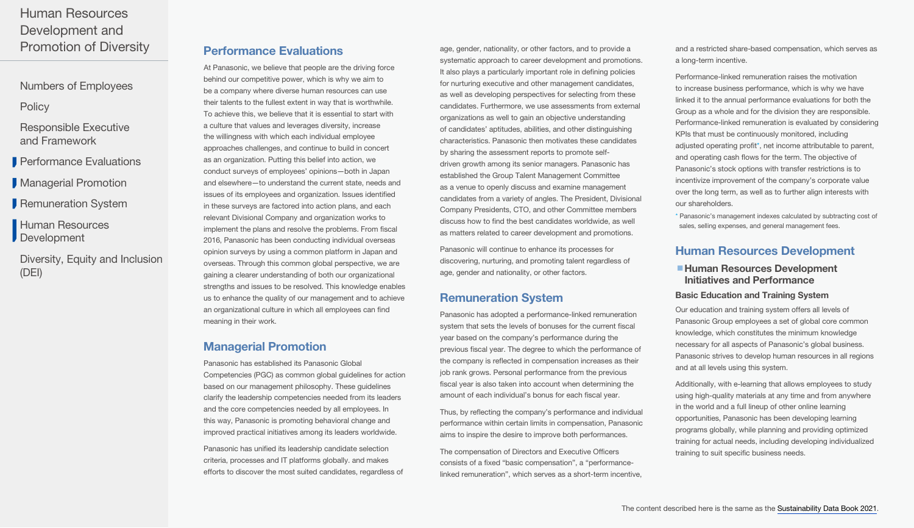## Performance Evaluations

At Panasonic, we believe that people are the driving force behind our competitive power, which is why we aim to be a company where diverse human resources can use their talents to the fullest extent in way that is worthwhile. To achieve this, we believe that it is essential to start with a culture that values and leverages diversity, increase the willingness with which each individual employee approaches challenges, and continue to build in concert as an organization. Putting this belief into action, we conduct surveys of employees' opinions—both in Japan and elsewhere—to understand the current state, needs and issues of its employees and organization. Issues identified in these surveys are factored into action plans, and each relevant Divisional Company and organization works to implement the plans and resolve the problems. From fiscal 2016, Panasonic has been conducting individual overseas opinion surveys by using a common platform in Japan and overseas. Through this common global perspective, we are gaining a clearer understanding of both our organizational strengths and issues to be resolved. This knowledge enables us to enhance the quality of our management and to achieve an organizational culture in which all employees can find meaning in their work.

## Managerial Promotion

Panasonic has established its Panasonic Global Competencies (PGC) as common global guidelines for action based on our management philosophy. These guidelines clarify the leadership competencies needed from its leaders and the core competencies needed by all employees. In this way, Panasonic is promoting behavioral change and improved practical initiatives among its leaders worldwide.

Panasonic has unified its leadership candidate selection criteria, processes and IT platforms globally. and makes efforts to discover the most suited candidates, regardless of age, gender, nationality, or other factors, and to provide a systematic approach to career development and promotions. It also plays a particularly important role in defining policies for nurturing executive and other management candidates, as well as developing perspectives for selecting from these candidates. Furthermore, we use assessments from external organizations as well to gain an objective understanding of candidates' aptitudes, abilities, and other distinguishing characteristics. Panasonic then motivates these candidates by sharing the assessment reports to promote self-driven growth among its senior managers. Panasonic has established the Group Talent Management Committee as a venue to openly discuss and examine management candidates from a variety of angles. The President, Divisional Company Presidents, CTO, and other Committee members discuss how to find the best candidates worldwide, as well as matters related to career development and promotions.

Panasonic will continue to enhance its processes for discovering, nurturing, and promoting talent regardless of age, gender and nationality, or other factors.

## Remuneration System

Panasonic has adopted a performance-linked remuneration system that sets the levels of bonuses for the current fiscal year based on the company's performance during the previous fiscal year. The degree to which the performance of the company is reflected in compensation increases as their job rank grows. Personal performance from the previous fiscal year is also taken into account when determining the amount of each individual's bonus for each fiscal year.

Thus, by reflecting the company's performance and individual performance within certain limits in compensation, Panasonic aims to inspire the desire to improve both performances.

The compensation of Directors and Executive Officers consists of a fixed "basic compensation", a "performance-linked remuneration", which serves as a short-term incentive, and a restricted share-based compensation, which serves as a long-term incentive.

Performance-linked remuneration raises the motivation to increase business performance, which is why we have linked it to the annual performance evaluations for both the Group as a whole and for the division they are responsible. Performance-linked remuneration is evaluated by considering KPIs that must be continuously monitored, including adjusted operating profit*, net income attributable to parent, and operating cash flows for the term. The objective of Panasonic's stock options with transfer restrictions is to incentivize improvement of the company's corporate value over the long term, as well as to further align interests with our shareholders.

* Panasonic's management indexes calculated by subtracting cost of sales, selling expenses, and general management fees.

## Human Resources Development

### Human Resources Development Initiatives and Performance

#### Basic Education and Training System

Our education and training system offers all levels of Panasonic Group employees a set of global core common knowledge, which constitutes the minimum knowledge necessary for all aspects of Panasonic's global business. Panasonic strives to develop human resources in all regions and at all levels using this system.

Additionally, with e-learning that allows employees to study using high-quality materials at any time and from anywhere in the world and a full lineup of other online learning opportunities, Panasonic has been developing learning programs globally, while planning and providing optimized training for actual needs, including developing individualized training to suit specific business needs.

The content described here is the same as the Sustainability Data Book 2021.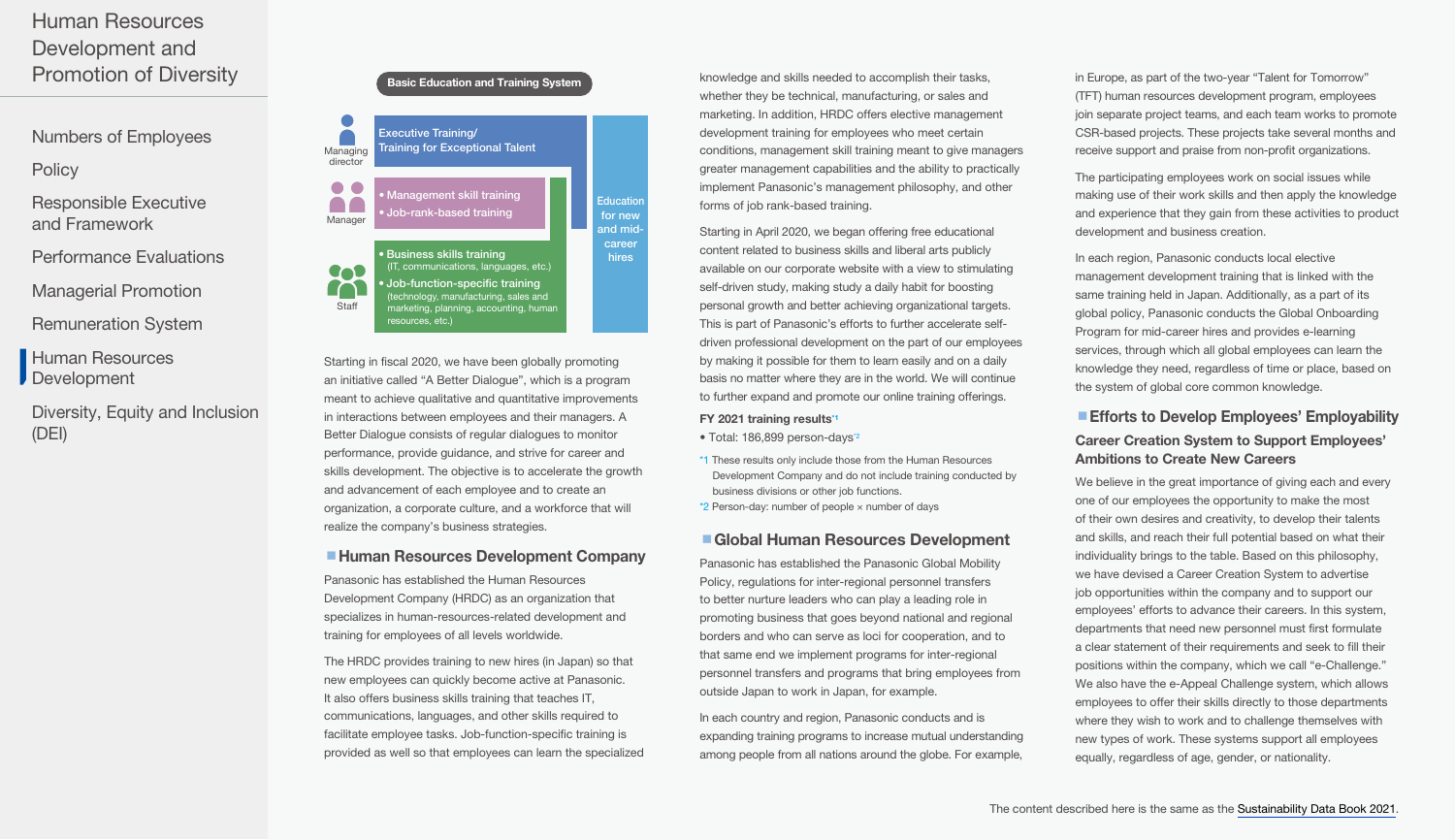**Basic Education and Training System**

| | | |
|---|---|---|
| Managing director | Executive Training/ Training for Exceptional Talent | Education for new and mid-career hires |
| Manager | • Management skill training<br>• Job-rank-based training | |
| Staff | • Business skills training (IT, communications, languages, etc.)<br>• Job-function-specific training (technology, manufacturing, sales and marketing, planning, accounting, human resources, etc.) | |

Starting in fiscal 2020, we have been globally promoting an initiative called "A Better Dialogue", which is a program meant to achieve qualitative and quantitative improvements in interactions between employees and their managers. A Better Dialogue consists of regular dialogues to monitor performance, provide guidance, and strive for career and skills development. The objective is to accelerate the growth and advancement of each employee and to create an organization, a corporate culture, and a workforce that will realize the company's business strategies.

## Human Resources Development Company

Panasonic has established the Human Resources Development Company (HRDC) as an organization that specializes in human-resources-related development and training for employees of all levels worldwide.

The HRDC provides training to new hires (in Japan) so that new employees can quickly become active at Panasonic. It also offers business skills training that teaches IT, communications, languages, and other skills required to facilitate employee tasks. Job-function-specific training is provided as well so that employees can learn the specialized knowledge and skills needed to accomplish their tasks, whether they be technical, manufacturing, or sales and marketing. In addition, HRDC offers elective management development training for employees who meet certain conditions, management skill training meant to give managers greater management capabilities and the ability to practically implement Panasonic's management philosophy, and other forms of job rank-based training.

Starting in April 2020, we began offering free educational content related to business skills and liberal arts publicly available on our corporate website with a view to stimulating self-driven study, making study a daily habit for boosting personal growth and better achieving organizational targets. This is part of Panasonic's efforts to further accelerate self-driven professional development on the part of our employees by making it possible for them to learn easily and on a daily basis no matter where they are in the world. We will continue to further expand and promote our online training offerings.

**FY 2021 training results**[*1]

- Total: 186,899 person-days[*2]

[*1] These results only include those from the Human Resources Development Company and do not include training conducted by business divisions or other job functions.
[*2] Person-day: number of people × number of days

## Global Human Resources Development

Panasonic has established the Panasonic Global Mobility Policy, regulations for inter-regional personnel transfers to better nurture leaders who can play a leading role in promoting business that goes beyond national and regional borders and who can serve as loci for cooperation, and to that same end we implement programs for inter-regional personnel transfers and programs that bring employees from outside Japan to work in Japan, for example.

In each country and region, Panasonic conducts and is expanding training programs to increase mutual understanding among people from all nations around the globe. For example, in Europe, as part of the two-year "Talent for Tomorrow" (TFT) human resources development program, employees join separate project teams, and each team works to promote CSR-based projects. These projects take several months and receive support and praise from non-profit organizations.

The participating employees work on social issues while making use of their work skills and then apply the knowledge and experience that they gain from these activities to product development and business creation.

In each region, Panasonic conducts local elective management development training that is linked with the same training held in Japan. Additionally, as a part of its global policy, Panasonic conducts the Global Onboarding Program for mid-career hires and provides e-learning services, through which all global employees can learn the knowledge they need, regardless of time or place, based on the system of global core common knowledge.

## Efforts to Develop Employees' Employability

### Career Creation System to Support Employees' Ambitions to Create New Careers

We believe in the great importance of giving each and every one of our employees the opportunity to make the most of their own desires and creativity, to develop their talents and skills, and reach their full potential based on what their individuality brings to the table. Based on this philosophy, we have devised a Career Creation System to advertise job opportunities within the company and to support our employees' efforts to advance their careers. In this system, departments that need new personnel must first formulate a clear statement of their requirements and seek to fill their positions within the company, which we call "e-Challenge." We also have the e-Appeal Challenge system, which allows employees to offer their skills directly to those departments where they wish to work and to challenge themselves with new types of work. These systems support all employees equally, regardless of age, gender, or nationality.

The content described here is the same as the Sustainability Data Book 2021.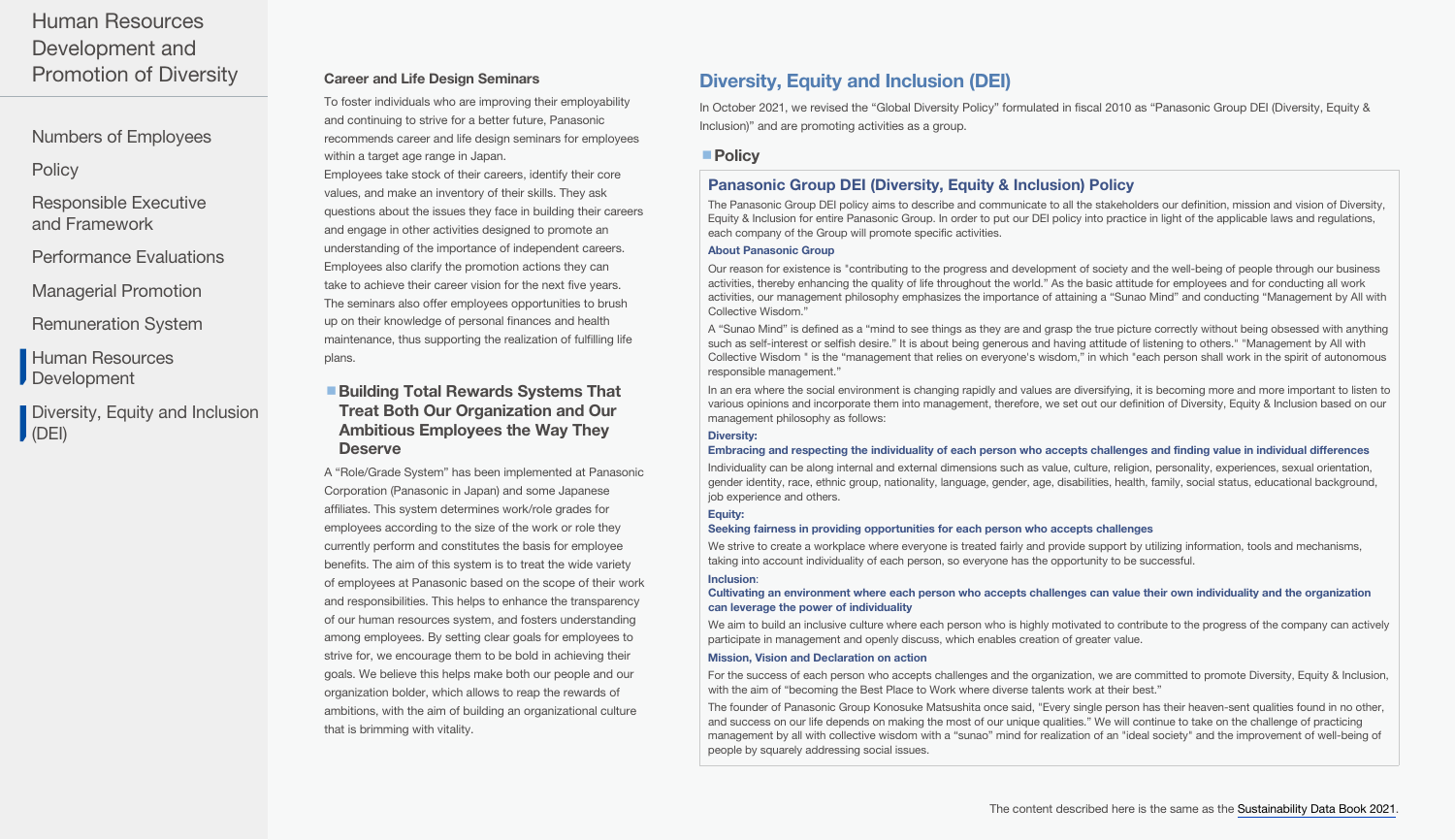### Career and Life Design Seminars

To foster individuals who are improving their employability and continuing to strive for a better future, Panasonic recommends career and life design seminars for employees within a target age range in Japan.

Employees take stock of their careers, identify their core values, and make an inventory of their skills. They ask questions about the issues they face in building their careers and engage in other activities designed to promote an understanding of the importance of independent careers. Employees also clarify the promotion actions they can take to achieve their career vision for the next five years. The seminars also offer employees opportunities to brush up on their knowledge of personal finances and health maintenance, thus supporting the realization of fulfilling life plans.

### Building Total Rewards Systems That Treat Both Our Organization and Our Ambitious Employees the Way They Deserve

A "Role/Grade System" has been implemented at Panasonic Corporation (Panasonic in Japan) and some Japanese affiliates. This system determines work/role grades for employees according to the size of the work or role they currently perform and constitutes the basis for employee benefits. The aim of this system is to treat the wide variety of employees at Panasonic based on the scope of their work and responsibilities. This helps to enhance the transparency of our human resources system, and fosters understanding among employees. By setting clear goals for employees to strive for, we encourage them to be bold in achieving their goals. We believe this helps make both our people and our organization bolder, which allows to reap the rewards of ambitions, with the aim of building an organizational culture that is brimming with vitality.

## Diversity, Equity and Inclusion (DEI)

In October 2021, we revised the "Global Diversity Policy" formulated in fiscal 2010 as "Panasonic Group DEI (Diversity, Equity & Inclusion)" and are promoting activities as a group.

### Policy

#### Panasonic Group DEI (Diversity, Equity & Inclusion) Policy

The Panasonic Group DEI policy aims to describe and communicate to all the stakeholders our definition, mission and vision of Diversity, Equity & Inclusion for entire Panasonic Group. In order to put our DEI policy into practice in light of the applicable laws and regulations, each company of the Group will promote specific activities.

**About Panasonic Group**

Our reason for existence is "contributing to the progress and development of society and the well-being of people through our business activities, thereby enhancing the quality of life throughout the world." As the basic attitude for employees and for conducting all work activities, our management philosophy emphasizes the importance of attaining a "Sunao Mind" and conducting "Management by All with Collective Wisdom."

A "Sunao Mind" is defined as a "mind to see things as they are and grasp the true picture correctly without being obsessed with anything such as self-interest or selfish desire." It is about being generous and having attitude of listening to others." "Management by All with Collective Wisdom " is the "management that relies on everyone's wisdom," in which "each person shall work in the spirit of autonomous responsible management."

In an era where the social environment is changing rapidly and values are diversifying, it is becoming more and more important to listen to various opinions and incorporate them into management, therefore, we set out our definition of Diversity, Equity & Inclusion based on our management philosophy as follows:

**Diversity:**
**Embracing and respecting the individuality of each person who accepts challenges and finding value in individual differences**

Individuality can be along internal and external dimensions such as value, culture, religion, personality, experiences, sexual orientation, gender identity, race, ethnic group, nationality, language, gender, age, disabilities, health, family, social status, educational background, job experience and others.

**Equity:**
**Seeking fairness in providing opportunities for each person who accepts challenges**

We strive to create a workplace where everyone is treated fairly and provide support by utilizing information, tools and mechanisms, taking into account individuality of each person, so everyone has the opportunity to be successful.

**Inclusion:**
**Cultivating an environment where each person who accepts challenges can value their own individuality and the organization can leverage the power of individuality**

We aim to build an inclusive culture where each person who is highly motivated to contribute to the progress of the company can actively participate in management and openly discuss, which enables creation of greater value.

**Mission, Vision and Declaration on action**

For the success of each person who accepts challenges and the organization, we are committed to promote Diversity, Equity & Inclusion, with the aim of "becoming the Best Place to Work where diverse talents work at their best."

The founder of Panasonic Group Konosuke Matsushita once said, "Every single person has their heaven-sent qualities found in no other, and success on our life depends on making the most of our unique qualities." We will continue to take on the challenge of practicing management by all with collective wisdom with a "sunao" mind for realization of an "ideal society" and the improvement of well-being of people by squarely addressing social issues.

The content described here is the same as the Sustainability Data Book 2021.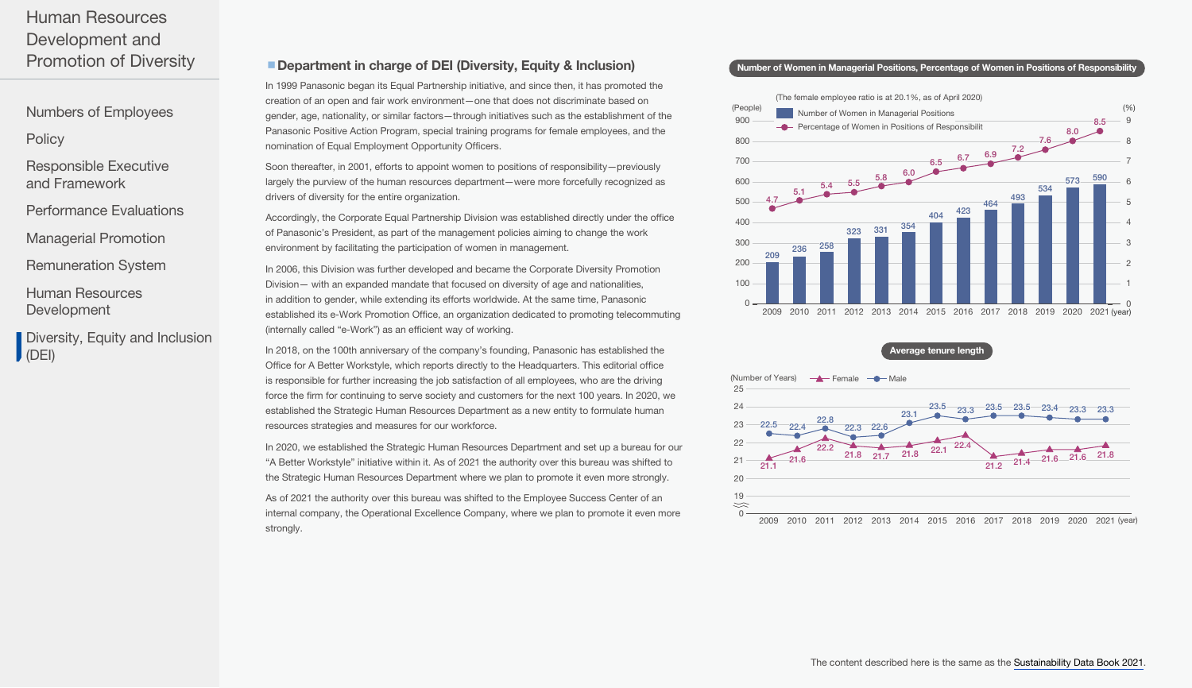## Human Resources Development and Promotion of Diversity

- Numbers of Employees
- Policy
- Responsible Executive and Framework
- Performance Evaluations
- Managerial Promotion
- Remuneration System
- Human Resources Development
- Diversity, Equity and Inclusion (DEI)

### Department in charge of DEI (Diversity, Equity & Inclusion)

In 1999 Panasonic began its Equal Partnership initiative, and since then, it has promoted the creation of an open and fair work environment—one that does not discriminate based on gender, age, nationality, or similar factors—through initiatives such as the establishment of the Panasonic Positive Action Program, special training programs for female employees, and the nomination of Equal Employment Opportunity Officers.

Soon thereafter, in 2001, efforts to appoint women to positions of responsibility—previously largely the purview of the human resources department—were more forcefully recognized as drivers of diversity for the entire organization.

Accordingly, the Corporate Equal Partnership Division was established directly under the office of Panasonic's President, as part of the management policies aiming to change the work environment by facilitating the participation of women in management.

In 2006, this Division was further developed and became the Corporate Diversity Promotion Division— with an expanded mandate that focused on diversity of age and nationalities, in addition to gender, while extending its efforts worldwide. At the same time, Panasonic established its e-Work Promotion Office, an organization dedicated to promoting telecommuting (internally called "e-Work") as an efficient way of working.

In 2018, on the 100th anniversary of the company's founding, Panasonic has established the Office for A Better Workstyle, which reports directly to the Headquarters. This editorial office is responsible for further increasing the job satisfaction of all employees, who are the driving force the firm for continuing to serve society and customers for the next 100 years. In 2020, we established the Strategic Human Resources Department as a new entity to formulate human resources strategies and measures for our workforce.

In 2020, we established the Strategic Human Resources Department and set up a bureau for our "A Better Workstyle" initiative within it. As of 2021 the authority over this bureau was shifted to the Strategic Human Resources Department where we plan to promote it even more strongly.

As of 2021 the authority over this bureau was shifted to the Employee Success Center of an internal company, the Operational Excellence Company, where we plan to promote it even more strongly.

**Number of Women in Managerial Positions, Percentage of Women in Positions of Responsibility**

(The female employee ratio is at 20.1%, as of April 2020)

| Year | Number of Women in Managerial Positions (People) | Percentage of Women in Positions of Responsibility (%) |
| --- | --- | --- |
| 2009 | 209 | 4.7 |
| 2010 | 236 | 5.1 |
| 2011 | 258 | 5.4 |
| 2012 | 323 | 5.5 |
| 2013 | 331 | 5.8 |
| 2014 | 354 | 6.0 |
| 2015 | 404 | 6.5 |
| 2016 | 423 | 6.7 |
| 2017 | 464 | 6.9 |
| 2018 | 493 | 7.2 |
| 2019 | 534 | 7.6 |
| 2020 | 573 | 8.0 |
| 2021 | 590 | 8.5 |

**Average tenure length**

(Number of Years)

| Year | Female | Male |
| --- | --- | --- |
| 2009 | 21.1 | 22.5 |
| 2010 | 21.6 | 22.4 |
| 2011 | 22.2 | 22.8 |
| 2012 | 21.8 | 22.3 |
| 2013 | 21.7 | 22.6 |
| 2014 | 21.8 | 23.1 |
| 2015 | 22.1 | 23.5 |
| 2016 | 22.4 | 23.3 |
| 2017 | 21.2 | 23.5 |
| 2018 | 21.4 | 23.5 |
| 2019 | 21.6 | 23.4 |
| 2020 | 21.6 | 23.3 |
| 2021 | 21.8 | 23.3 |

The content described here is the same as the Sustainability Data Book 2021.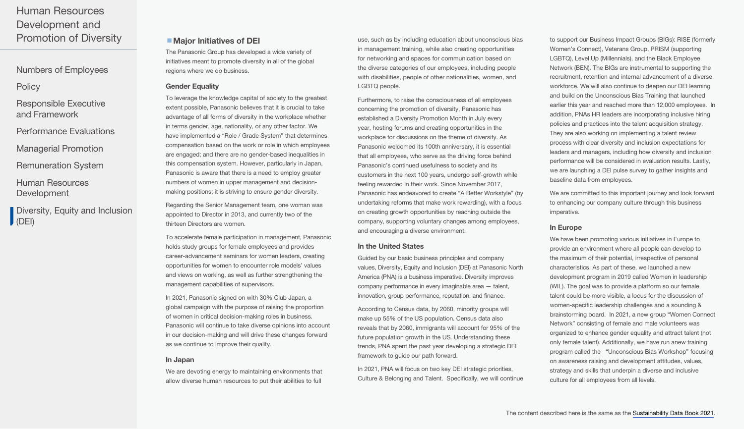## Major Initiatives of DEI

The Panasonic Group has developed a wide variety of initiatives meant to promote diversity in all of the global regions where we do business.

### Gender Equality

To leverage the knowledge capital of society to the greatest extent possible, Panasonic believes that it is crucial to take advantage of all forms of diversity in the workplace whether in terms gender, age, nationality, or any other factor. We have implemented a "Role / Grade System" that determines compensation based on the work or role in which employees are engaged; and there are no gender-based inequalities in this compensation system. However, particularly in Japan, Panasonic is aware that there is a need to employ greater numbers of women in upper management and decision-making positions; it is striving to ensure gender diversity.

Regarding the Senior Management team, one woman was appointed to Director in 2013, and currently two of the thirteen Directors are women.

To accelerate female participation in management, Panasonic holds study groups for female employees and provides career-advancement seminars for women leaders, creating opportunities for women to encounter role models' values and views on working, as well as further strengthening the management capabilities of supervisors.

In 2021, Panasonic signed on with 30% Club Japan, a global campaign with the purpose of raising the proportion of women in critical decision-making roles in business. Panasonic will continue to take diverse opinions into account in our decision-making and will drive these changes forward as we continue to improve their quality.

### In Japan

We are devoting energy to maintaining environments that allow diverse human resources to put their abilities to full use, such as by including education about unconscious bias in management training, while also creating opportunities for networking and spaces for communication based on the diverse categories of our employees, including people with disabilities, people of other nationalities, women, and LGBTQ people.

Furthermore, to raise the consciousness of all employees concerning the promotion of diversity, Panasonic has established a Diversity Promotion Month in July every year, hosting forums and creating opportunities in the workplace for discussions on the theme of diversity. As Panasonic welcomed its 100th anniversary, it is essential that all employees, who serve as the driving force behind Panasonic's continued usefulness to society and its customers in the next 100 years, undergo self-growth while feeling rewarded in their work. Since November 2017, Panasonic has endeavored to create "A Better Workstyle" (by undertaking reforms that make work rewarding), with a focus on creating growth opportunities by reaching outside the company, supporting voluntary changes among employees, and encouraging a diverse environment.

### In the United States

Guided by our basic business principles and company values, Diversity, Equity and Inclusion (DEI) at Panasonic North America (PNA) is a business imperative. Diversity improves company performance in every imaginable area — talent, innovation, group performance, reputation, and finance.

According to Census data, by 2060, minority groups will make up 55% of the US population. Census data also reveals that by 2060, immigrants will account for 95% of the future population growth in the US. Understanding these trends, PNA spent the past year developing a strategic DEI framework to guide our path forward.

In 2021, PNA will focus on two key DEI strategic priorities, Culture & Belonging and Talent. Specifically, we will continue to support our Business Impact Groups (BIGs): RISE (formerly Women's Connect), Veterans Group, PRISM (supporting LGBTQ), Level Up (Millennials), and the Black Employee Network (BEN). The BIGs are instrumental to supporting the recruitment, retention and internal advancement of a diverse workforce. We will also continue to deepen our DEI learning and build on the Unconscious Bias Training that launched earlier this year and reached more than 12,000 employees. In addition, PNAs HR leaders are incorporating inclusive hiring policies and practices into the talent acquisition strategy. They are also working on implementing a talent review process with clear diversity and inclusion expectations for leaders and managers, including how diversity and inclusion performance will be considered in evaluation results. Lastly, we are launching a DEI pulse survey to gather insights and baseline data from employees.

We are committed to this important journey and look forward to enhancing our company culture through this business imperative.

### In Europe

We have been promoting various initiatives in Europe to provide an environment where all people can develop to the maximum of their potential, irrespective of personal characteristics. As part of these, we launched a new development program in 2019 called Women in leadership (WIL). The goal was to provide a platform so our female talent could be more visible, a locus for the discussion of women-specific leadership challenges and a sounding & brainstorming board. In 2021, a new group "Women Connect Network" consisting of female and male volunteers was organized to enhance gender equality and attract talent (not only female talent). Additionally, we have run anew training program called the "Unconscious Bias Workshop" focusing on awareness raising and development attitudes, values, strategy and skills that underpin a diverse and inclusive culture for all employees from all levels.

The content described here is the same as the Sustainability Data Book 2021.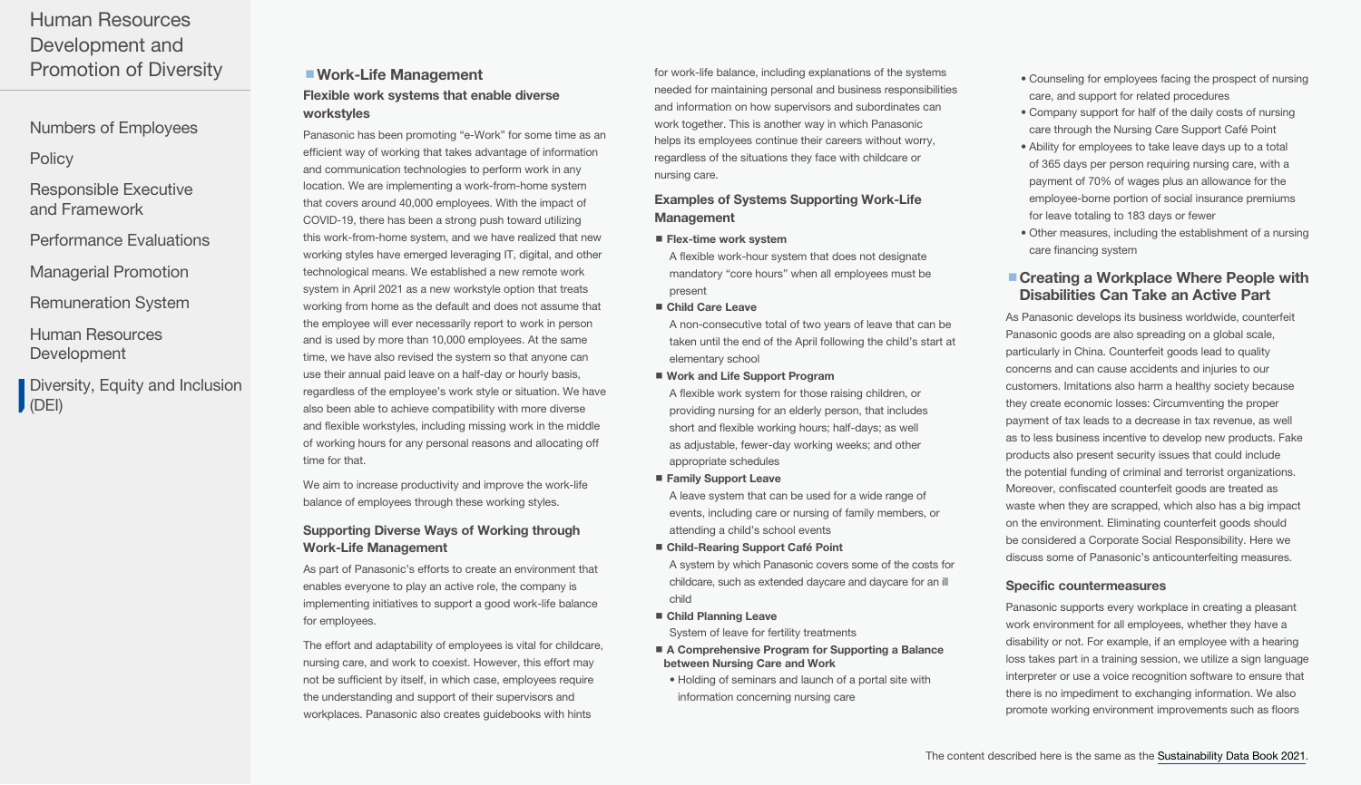## Work-Life Management

### Flexible work systems that enable diverse workstyles

Panasonic has been promoting "e-Work" for some time as an efficient way of working that takes advantage of information and communication technologies to perform work in any location. We are implementing a work-from-home system that covers around 40,000 employees. With the impact of COVID-19, there has been a strong push toward utilizing this work-from-home system, and we have realized that new working styles have emerged leveraging IT, digital, and other technological means. We established a new remote work system in April 2021 as a new workstyle option that treats working from home as the default and does not assume that the employee will ever necessarily report to work in person and is used by more than 10,000 employees. At the same time, we have also revised the system so that anyone can use their annual paid leave on a half-day or hourly basis, regardless of the employee's work style or situation. We have also been able to achieve compatibility with more diverse and flexible workstyles, including missing work in the middle of working hours for any personal reasons and allocating off time for that.

We aim to increase productivity and improve the work-life balance of employees through these working styles.

### Supporting Diverse Ways of Working through Work-Life Management

As part of Panasonic's efforts to create an environment that enables everyone to play an active role, the company is implementing initiatives to support a good work-life balance for employees.

The effort and adaptability of employees is vital for childcare, nursing care, and work to coexist. However, this effort may not be sufficient by itself, in which case, employees require the understanding and support of their supervisors and workplaces. Panasonic also creates guidebooks with hints for work-life balance, including explanations of the systems needed for maintaining personal and business responsibilities and information on how supervisors and subordinates can work together. This is another way in which Panasonic helps its employees continue their careers without worry, regardless of the situations they face with childcare or nursing care.

### Examples of Systems Supporting Work-Life Management

- **Flex-time work system**
  A flexible work-hour system that does not designate mandatory "core hours" when all employees must be present
- **Child Care Leave**
  A non-consecutive total of two years of leave that can be taken until the end of the April following the child's start at elementary school
- **Work and Life Support Program**
  A flexible work system for those raising children, or providing nursing for an elderly person, that includes short and flexible working hours; half-days; as well as adjustable, fewer-day working weeks; and other appropriate schedules
- **Family Support Leave**
  A leave system that can be used for a wide range of events, including care or nursing of family members, or attending a child's school events
- **Child-Rearing Support Café Point**
  A system by which Panasonic covers some of the costs for childcare, such as extended daycare and daycare for an ill child
- **Child Planning Leave**
  System of leave for fertility treatments
- **A Comprehensive Program for Supporting a Balance between Nursing Care and Work**
  - Holding of seminars and launch of a portal site with information concerning nursing care
  - Counseling for employees facing the prospect of nursing care, and support for related procedures
  - Company support for half of the daily costs of nursing care through the Nursing Care Support Café Point
  - Ability for employees to take leave days up to a total of 365 days per person requiring nursing care, with a payment of 70% of wages plus an allowance for the employee-borne portion of social insurance premiums for leave totaling to 183 days or fewer
  - Other measures, including the establishment of a nursing care financing system

## Creating a Workplace Where People with Disabilities Can Take an Active Part

As Panasonic develops its business worldwide, counterfeit Panasonic goods are also spreading on a global scale, particularly in China. Counterfeit goods lead to quality concerns and can cause accidents and injuries to our customers. Imitations also harm a healthy society because they create economic losses: Circumventing the proper payment of tax leads to a decrease in tax revenue, as well as to less business incentive to develop new products. Fake products also present security issues that could include the potential funding of criminal and terrorist organizations. Moreover, confiscated counterfeit goods are treated as waste when they are scrapped, which also has a big impact on the environment. Eliminating counterfeit goods should be considered a Corporate Social Responsibility. Here we discuss some of Panasonic's anticounterfeiting measures.

### Specific countermeasures

Panasonic supports every workplace in creating a pleasant work environment for all employees, whether they have a disability or not. For example, if an employee with a hearing loss takes part in a training session, we utilize a sign language interpreter or use a voice recognition software to ensure that there is no impediment to exchanging information. We also promote working environment improvements such as floors

The content described here is the same as the Sustainability Data Book 2021.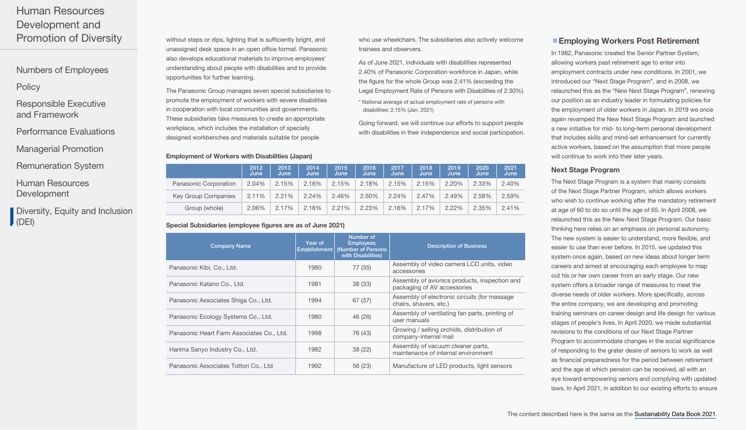without steps or dips, lighting that is sufficiently bright, and unassigned desk space in an open office format. Panasonic also develops educational materials to improve employees' understanding about people with disabilities and to provide opportunities for further learning.

The Panasonic Group manages seven special subsidiaries to promote the employment of workers with severe disabilities in cooperation with local communities and governments. These subsidiaries take measures to create an appropriate workplace, which includes the installation of specially designed workbenches and materials suitable for people who use wheelchairs. The subsidiaries also actively welcome trainees and observers.

As of June 2021, individuals with disabilities represented 2.40% of Panasonic Corporation workforce in Japan, while the figure for the whole Group was 2.41% (exceeding the Legal Employment Rate of Persons with Disabilities of 2.30%).

* National average of actual employment rate of persons with disabilities: 2.15% (Jan. 2021)

Going forward, we will continue our efforts to support people with disabilities in their independence and social participation.

**Employment of Workers with Disabilities (Japan)**

| | 2012 June | 2013 June | 2014 June | 2015 June | 2016 June | 2017 June | 2018 June | 2019 June | 2020 June | 2021 June |
|---|---|---|---|---|---|---|---|---|---|---|
| Panasonic Corporation | 2.04% | 2.15% | 2.16% | 2.15% | 2.18% | 2.15% | 2.15% | 2.20% | 2.33% | 2.40% |
| Key Group Companies | 2.11% | 2.21% | 2.24% | 2.46% | 2.50% | 2.24% | 2.47% | 2.49% | 2.58% | 2.59% |
| Group (whole) | 2.06% | 2.17% | 2.18% | 2.21% | 2.23% | 2.16% | 2.17% | 2.22% | 2.35% | 2.41% |

**Special Subsidiaries (employee figures are as of June 2021)**

| Company Name | Year of Establishment | Number of Employees (Number of Persons with Disabilities) | Description of Business |
|---|---|---|---|
| Panasonic Kibi, Co., Ltd. | 1980 | 77 (35) | Assembly of video camera LCD units, video accessories |
| Panasonic Katano Co., Ltd. | 1981 | 38 (33) | Assembly of avionics products, inspection and packaging of AV accessories |
| Panasonic Associates Shiga Co., Ltd. | 1994 | 67 (37) | Assembly of electronic circuits (for massage chairs, shavers, etc.) |
| Panasonic Ecology Systems Co., Ltd. | 1980 | 46 (26) | Assembly of ventilating fan parts, printing of user manuals |
| Panasonic Heart Farm Associates Co., Ltd. | 1998 | 76 (43) | Growing / selling orchids, distribution of company-internal mail |
| Harima Sanyo Industry Co., Ltd. | 1982 | 38 (22) | Assembly of vacuum cleaner parts, maintenance of internal environment |
| Panasonic Associates Tottori Co., Ltd | 1992 | 56 (23) | Manufacture of LED products, light sensors |

## Employing Workers Post Retirement

In 1982, Panasonic created the Senior Partner System, allowing workers past retirement age to enter into employment contracts under new conditions. In 2001, we introduced our "Next Stage Program", and in 2008, we relaunched this as the "New Next Stage Program", renewing our position as an industry leader in formulating policies for the employment of older workers in Japan. In 2019 we once again revamped the New Next Stage Program and launched a new initiative for mid- to long-term personal development that includes skills and mind-set enhancement for currently active workers, based on the assumption that more people will continue to work into their later years.

### Next Stage Program

The Next Stage Program is a system that mainly consists of the Next Stage Partner Program, which allows workers who wish to continue working after the mandatory retirement at age of 60 to do so until the age of 65. In April 2008, we relaunched this as the New Next Stage Program. Our basic thinking here relies on an emphasis on personal autonomy. The new system is easier to understand, more flexible, and easier to use than ever before. In 2015, we updated this system once again, based on new ideas about longer term careers and aimed at encouraging each employee to map out his or her own career from an early stage. Our new system offers a broader range of measures to meet the diverse needs of older workers. More specifically, across the entire company, we are developing and promoting training seminars on career design and life design for various stages of people's lives. In April 2020, we made substantial revisions to the conditions of our Next Stage Partner Program to accommodate changes in the social significance of responding to the grater desire of seniors to work as well as financial preparedness for the period between retirement and the age at which pension can be received, all with an eye toward empowering seniors and complying with updated laws. In April 2021, in addition to our existing efforts to ensure

The content described here is the same as the Sustainability Data Book 2021.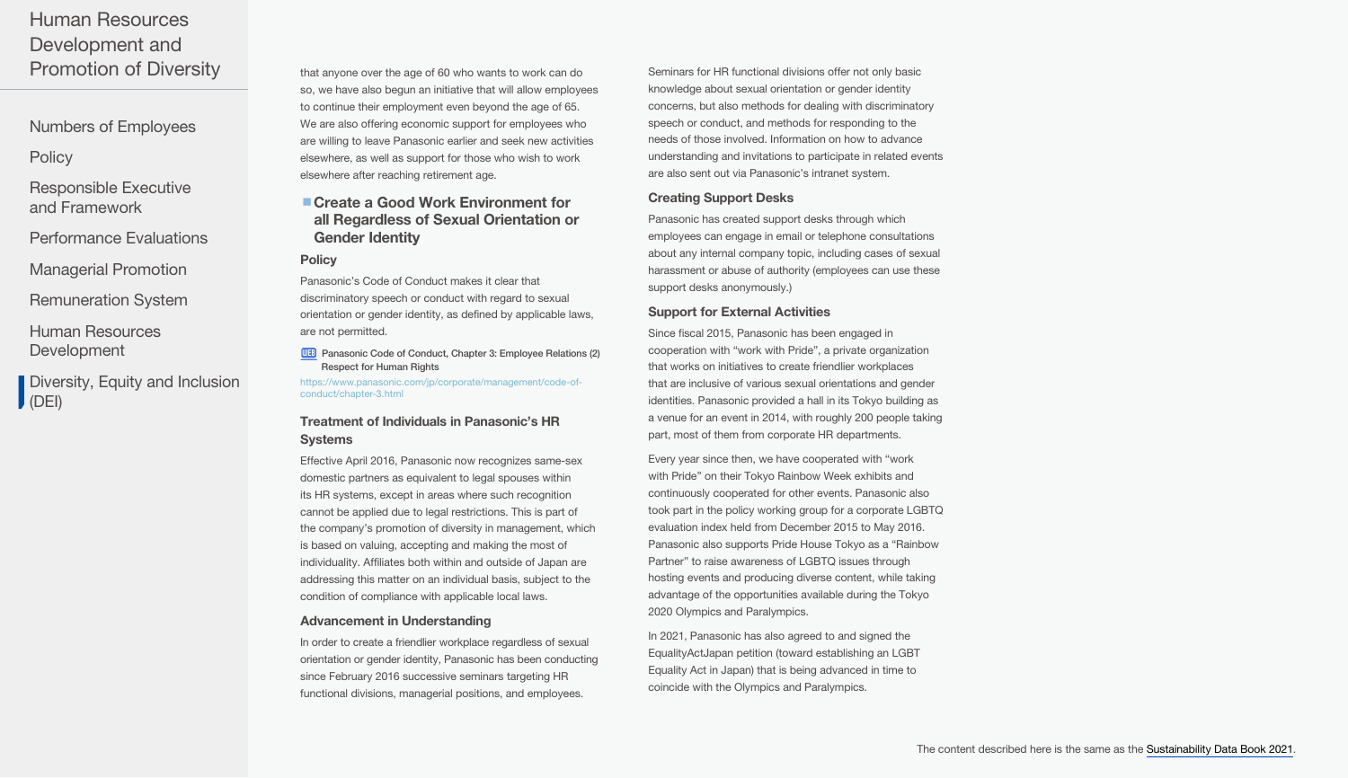that anyone over the age of 60 who wants to work can do so, we have also begun an initiative that will allow employees to continue their employment even beyond the age of 65. We are also offering economic support for employees who are willing to leave Panasonic earlier and seek new activities elsewhere, as well as support for those who wish to work elsewhere after reaching retirement age.

## Create a Good Work Environment for all Regardless of Sexual Orientation or Gender Identity

### Policy

Panasonic's Code of Conduct makes it clear that discriminatory speech or conduct with regard to sexual orientation or gender identity, as defined by applicable laws, are not permitted.

WEB Panasonic Code of Conduct, Chapter 3: Employee Relations (2) Respect for Human Rights
https://www.panasonic.com/jp/corporate/management/code-of-conduct/chapter-3.html

### Treatment of Individuals in Panasonic's HR Systems

Effective April 2016, Panasonic now recognizes same-sex domestic partners as equivalent to legal spouses within its HR systems, except in areas where such recognition cannot be applied due to legal restrictions. This is part of the company's promotion of diversity in management, which is based on valuing, accepting and making the most of individuality. Affiliates both within and outside of Japan are addressing this matter on an individual basis, subject to the condition of compliance with applicable local laws.

### Advancement in Understanding

In order to create a friendlier workplace regardless of sexual orientation or gender identity, Panasonic has been conducting since February 2016 successive seminars targeting HR functional divisions, managerial positions, and employees.

Seminars for HR functional divisions offer not only basic knowledge about sexual orientation or gender identity concerns, but also methods for dealing with discriminatory speech or conduct, and methods for responding to the needs of those involved. Information on how to advance understanding and invitations to participate in related events are also sent out via Panasonic's intranet system.

### Creating Support Desks

Panasonic has created support desks through which employees can engage in email or telephone consultations about any internal company topic, including cases of sexual harassment or abuse of authority (employees can use these support desks anonymously.)

### Support for External Activities

Since fiscal 2015, Panasonic has been engaged in cooperation with "work with Pride", a private organization that works on initiatives to create friendlier workplaces that are inclusive of various sexual orientations and gender identities. Panasonic provided a hall in its Tokyo building as a venue for an event in 2014, with roughly 200 people taking part, most of them from corporate HR departments.

Every year since then, we have cooperated with "work with Pride" on their Tokyo Rainbow Week exhibits and continuously cooperated for other events. Panasonic also took part in the policy working group for a corporate LGBTQ evaluation index held from December 2015 to May 2016. Panasonic also supports Pride House Tokyo as a "Rainbow Partner" to raise awareness of LGBTQ issues through hosting events and producing diverse content, while taking advantage of the opportunities available during the Tokyo 2020 Olympics and Paralympics.

In 2021, Panasonic has also agreed to and signed the EqualityActJapan petition (toward establishing an LGBT Equality Act in Japan) that is being advanced in time to coincide with the Olympics and Paralympics.